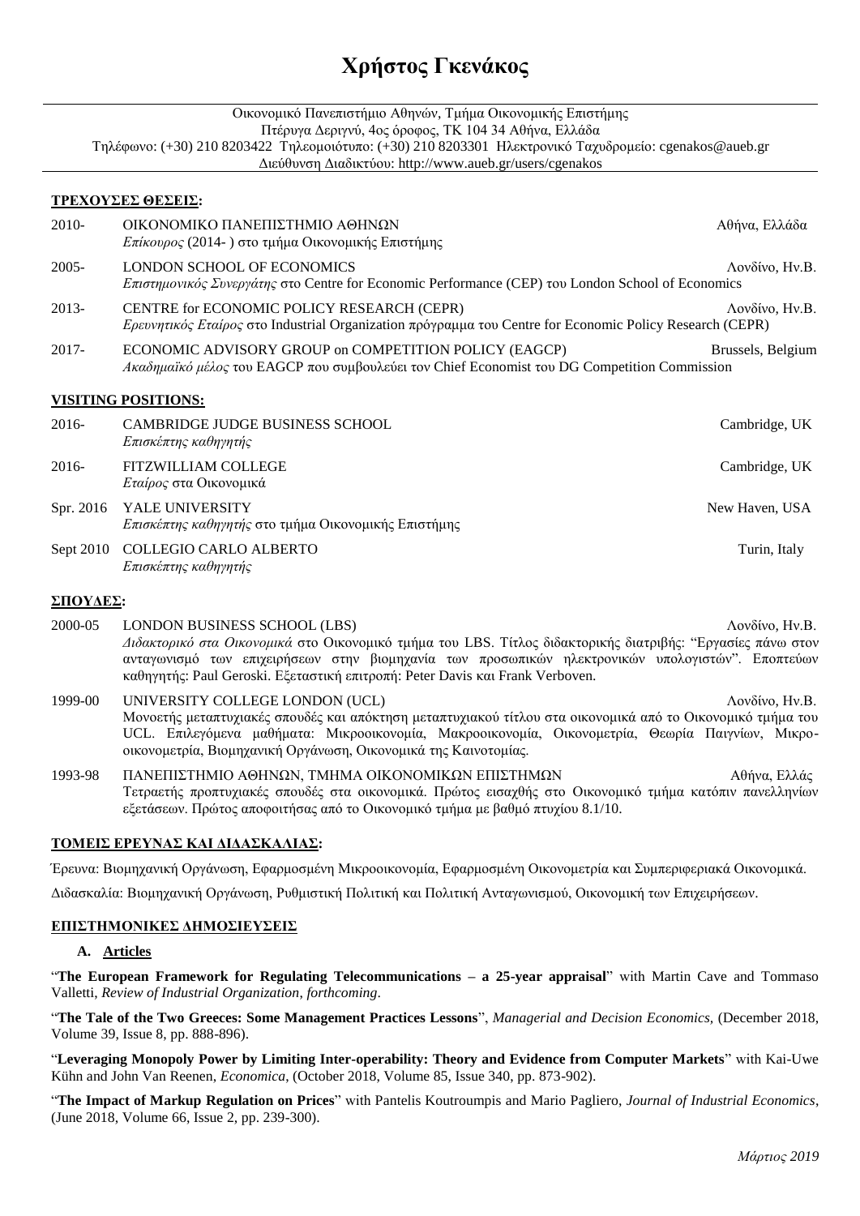# Χρήστος Γκενάκος

Οικονομικό Πανεπιστήμιο Αθηνών, Τμήμα Οικονομικής Επιστήμης
Πτέρυγα Δεριγνύ, 4ος όροφος, ΤΚ 104 34 Αθήνα, Ελλάδα
Τηλέφωνο: (+30) 210 8203422 Τηλεομοιότυπο: (+30) 210 8203301 Ηλεκτρονικό Ταχυδρομείο: cgenakos@aueb.gr
Διεύθυνση Διαδικτύου: http://www.aueb.gr/users/cgenakos

## ΤΡΕΧΟΥΣΕΣ ΘΕΣΕΙΣ:

**2010-** ΟΙΚΟΝΟΜΙΚΟ ΠΑΝΕΠΙΣΤΗΜΙΟ ΑΘΗΝΩΝ — Αθήνα, Ελλάδα
*Επίκουρος* (2014- ) στο τμήμα Οικονομικής Επιστήμης

**2005-** LONDON SCHOOL OF ECONOMICS — Λονδίνο, Ην.Β.
*Επιστημονικός Συνεργάτης* στο Centre for Economic Performance (CEP) του London School of Economics

**2013-** CENTRE for ECONOMIC POLICY RESEARCH (CEPR) — Λονδίνο, Ην.Β.
*Ερευνητικός Εταίρος* στο Industrial Organization πρόγραμμα του Centre for Economic Policy Research (CEPR)

**2017-** ECONOMIC ADVISORY GROUP on COMPETITION POLICY (EAGCP) — Brussels, Belgium
*Ακαδημαϊκό μέλος* του EAGCP που συμβουλεύει τον Chief Economist του DG Competition Commission

## VISITING POSITIONS:

**2016-** CAMBRIDGE JUDGE BUSINESS SCHOOL — Cambridge, UK
*Επισκέπτης καθηγητής*

**2016-** FITZWILLIAM COLLEGE — Cambridge, UK
*Εταίρος* στα Οικονομικά

**Spr. 2016** YALE UNIVERSITY — New Haven, USA
*Επισκέπτης καθηγητής* στο τμήμα Οικονομικής Επιστήμης

**Sept 2010** COLLEGIO CARLO ALBERTO — Turin, Italy
*Επισκέπτης καθηγητής*

## ΣΠΟΥΔΕΣ:

**2000-05** LONDON BUSINESS SCHOOL (LBS) — Λονδίνο, Ην.Β.
*Διδακτορικό στα Οικονομικά* στο Οικονομικό τμήμα του LBS. Τίτλος διδακτορικής διατριβής: "Εργασίες πάνω στον ανταγωνισμό των επιχειρήσεων στην βιομηχανία των προσωπικών ηλεκτρονικών υπολογιστών". Εποπτεύων καθηγητής: Paul Geroski. Εξεταστική επιτροπή: Peter Davis και Frank Verboven.

**1999-00** UNIVERSITY COLLEGE LONDON (UCL) — Λονδίνο, Ην.Β.
Μονοετής μεταπτυχιακές σπουδές και απόκτηση μεταπτυχιακού τίτλου στα οικονομικά από το Οικονομικό τμήμα του UCL. Επιλεγόμενα μαθήματα: Μικροοικονομία, Μακροοικονομία, Οικονομετρία, Θεωρία Παιγνίων, Μικρο-οικονομετρία, Βιομηχανική Οργάνωση, Οικονομικά της Καινοτομίας.

**1993-98** ΠΑΝΕΠΙΣΤΗΜΙΟ ΑΘΗΝΩΝ, ΤΜΗΜΑ ΟΙΚΟΝΟΜΙΚΩΝ ΕΠΙΣΤΗΜΩΝ — Αθήνα, Ελλάς
Τετραετής προπτυχιακές σπουδές στα οικονομικά. Πρώτος εισαχθής στο Οικονομικό τμήμα κατόπιν πανελληνίων εξετάσεων. Πρώτος αποφοιτήσας από το Οικονομικό τμήμα με βαθμό πτυχίου 8.1/10.

## ΤΟΜΕΙΣ ΕΡΕΥΝΑΣ ΚΑΙ ΔΙΔΑΣΚΑΛΙΑΣ:

Έρευνα: Βιομηχανική Οργάνωση, Εφαρμοσμένη Μικροοικονομία, Εφαρμοσμένη Οικονομετρία και Συμπεριφεριακά Οικονομικά.

Διδασκαλία: Βιομηχανική Οργάνωση, Ρυθμιστική Πολιτική και Πολιτική Ανταγωνισμού, Οικονομική των Επιχειρήσεων.

## ΕΠΙΣΤΗΜΟΝΙΚΕΣ ΔΗΜΟΣΙΕΥΣΕΙΣ

### A. Articles

"**The European Framework for Regulating Telecommunications – a 25-year appraisal**" with Martin Cave and Tommaso Valletti, *Review of Industrial Organization*, *forthcoming*.

"**The Tale of the Two Greeces: Some Management Practices Lessons**", *Managerial and Decision Economics,* (December 2018, Volume 39, Issue 8, pp. 888-896).

"**Leveraging Monopoly Power by Limiting Inter-operability: Theory and Evidence from Computer Markets**" with Kai-Uwe Kühn and John Van Reenen, *Economica*, (October 2018, Volume 85, Issue 340, pp. 873-902).

"**The Impact of Markup Regulation on Prices**" with Pantelis Koutroumpis and Mario Pagliero, *Journal of Industrial Economics*, (June 2018, Volume 66, Issue 2, pp. 239-300).

*Μάρτιος 2019*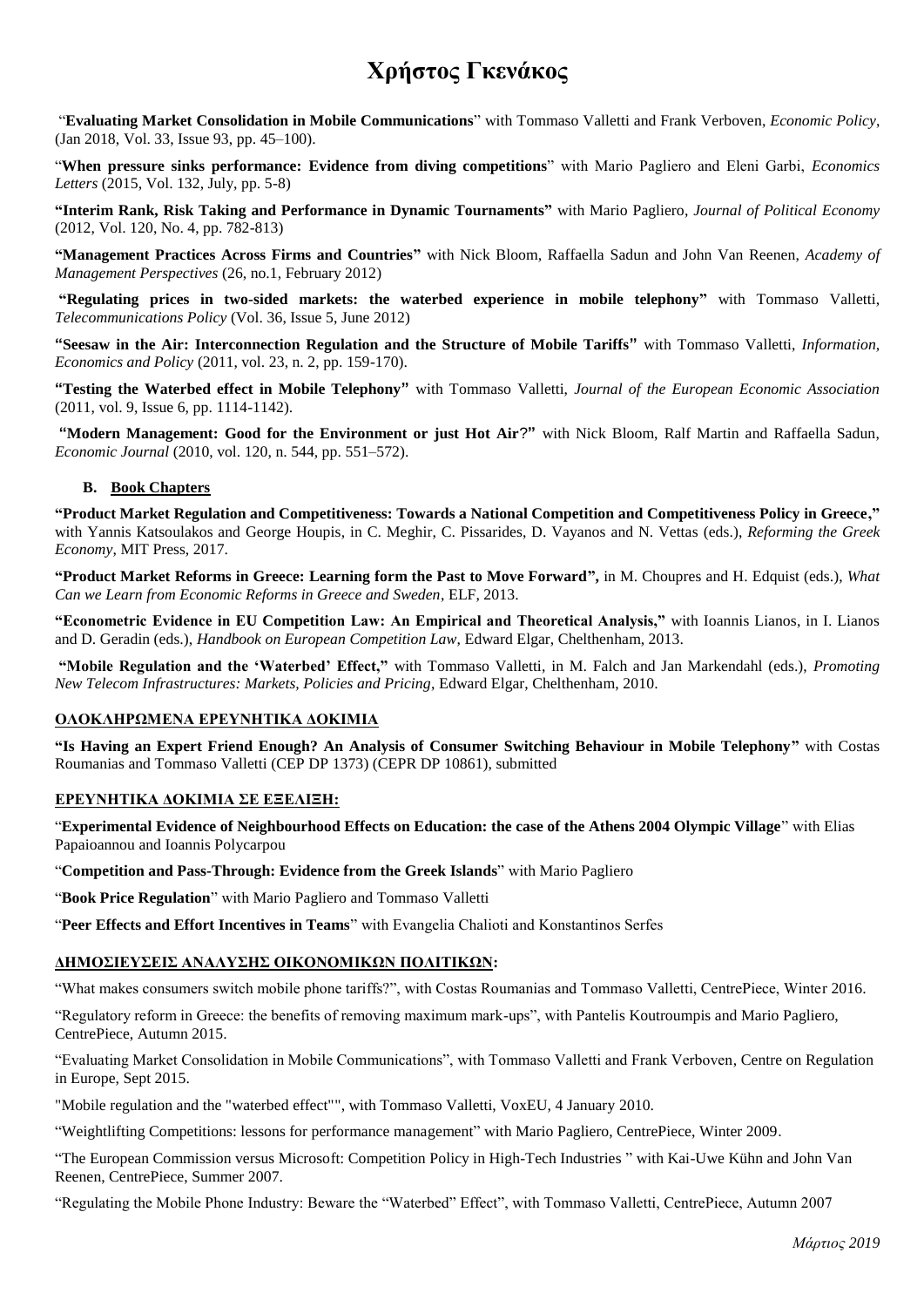# Χρήστος Γκενάκος

"**Evaluating Market Consolidation in Mobile Communications**" with Tommaso Valletti and Frank Verboven, *Economic Policy*, (Jan 2018, Vol. 33, Issue 93, pp. 45–100).

"**When pressure sinks performance: Evidence from diving competitions**" with Mario Pagliero and Eleni Garbi, *Economics Letters* (2015, Vol. 132, July, pp. 5-8)

**"Interim Rank, Risk Taking and Performance in Dynamic Tournaments"** with Mario Pagliero, *Journal of Political Economy* (2012, Vol. 120, No. 4, pp. 782-813)

**"Management Practices Across Firms and Countries"** with Nick Bloom, Raffaella Sadun and John Van Reenen, *Academy of Management Perspectives* (26, no.1, February 2012)

**"Regulating prices in two-sided markets: the waterbed experience in mobile telephony"** with Tommaso Valletti, *Telecommunications Policy* (Vol. 36, Issue 5, June 2012)

**"Seesaw in the Air: Interconnection Regulation and the Structure of Mobile Tariffs"** with Tommaso Valletti, *Information, Economics and Policy* (2011, vol. 23, n. 2, pp. 159-170).

**"Testing the Waterbed effect in Mobile Telephony"** with Tommaso Valletti, *Journal of the European Economic Association* (2011, vol. 9, Issue 6, pp. 1114-1142).

**"Modern Management: Good for the Environment or just Hot Air?"** with Nick Bloom, Ralf Martin and Raffaella Sadun, *Economic Journal* (2010, vol. 120, n. 544, pp. 551–572).

### B. Book Chapters

**"Product Market Regulation and Competitiveness: Towards a National Competition and Competitiveness Policy in Greece,"** with Yannis Katsoulakos and George Houpis, in C. Meghir, C. Pissarides, D. Vayanos and N. Vettas (eds.), *Reforming the Greek Economy*, MIT Press, 2017.

**"Product Market Reforms in Greece: Learning form the Past to Move Forward",** in M. Choupres and H. Edquist (eds.), *What Can we Learn from Economic Reforms in Greece and Sweden*, ELF, 2013.

**"Econometric Evidence in EU Competition Law: An Empirical and Theoretical Analysis,"** with Ioannis Lianos, in I. Lianos and D. Geradin (eds.), *Handbook on European Competition Law*, Edward Elgar, Chelthenham, 2013.

**"Mobile Regulation and the 'Waterbed' Effect,"** with Tommaso Valletti, in M. Falch and Jan Markendahl (eds.), *Promoting New Telecom Infrastructures: Markets, Policies and Pricing*, Edward Elgar, Chelthenham, 2010.

## ΟΛΟΚΛΗΡΩΜΕΝΑ ΕΡΕΥΝΗΤΙΚΑ ΔΟΚΙΜΙΑ

**"Is Having an Expert Friend Enough? An Analysis of Consumer Switching Behaviour in Mobile Telephony"** with Costas Roumanias and Tommaso Valletti (CEP DP 1373) (CEPR DP 10861), submitted

## ΕΡΕΥΝΗΤΙΚΑ ΔΟΚΙΜΙΑ ΣΕ ΕΞΕΛΙΞΗ:

"**Experimental Evidence of Neighbourhood Effects on Education: the case of the Athens 2004 Olympic Village**" with Elias Papaioannou and Ioannis Polycarpou

"**Competition and Pass-Through: Evidence from the Greek Islands**" with Mario Pagliero

"**Book Price Regulation**" with Mario Pagliero and Tommaso Valletti

"**Peer Effects and Effort Incentives in Teams**" with Evangelia Chalioti and Konstantinos Serfes

## ΔΗΜΟΣΙΕΥΣΕΙΣ ΑΝΑΛΥΣΗΣ ΟΙΚΟΝΟΜΙΚΩΝ ΠΟΛΙΤΙΚΩΝ:

"What makes consumers switch mobile phone tariffs?", with Costas Roumanias and Tommaso Valletti, CentrePiece, Winter 2016.

"Regulatory reform in Greece: the benefits of removing maximum mark-ups", with Pantelis Koutroumpis and Mario Pagliero, CentrePiece, Autumn 2015.

"Evaluating Market Consolidation in Mobile Communications", with Tommaso Valletti and Frank Verboven, Centre on Regulation in Europe, Sept 2015.

"Mobile regulation and the "waterbed effect"", with Tommaso Valletti, VoxEU, 4 January 2010.

"Weightlifting Competitions: lessons for performance management" with Mario Pagliero, CentrePiece, Winter 2009.

"The European Commission versus Microsoft: Competition Policy in High-Tech Industries " with Kai-Uwe Kühn and John Van Reenen, CentrePiece, Summer 2007.

"Regulating the Mobile Phone Industry: Beware the "Waterbed" Effect", with Tommaso Valletti, CentrePiece, Autumn 2007

*Μάρτιος 2019*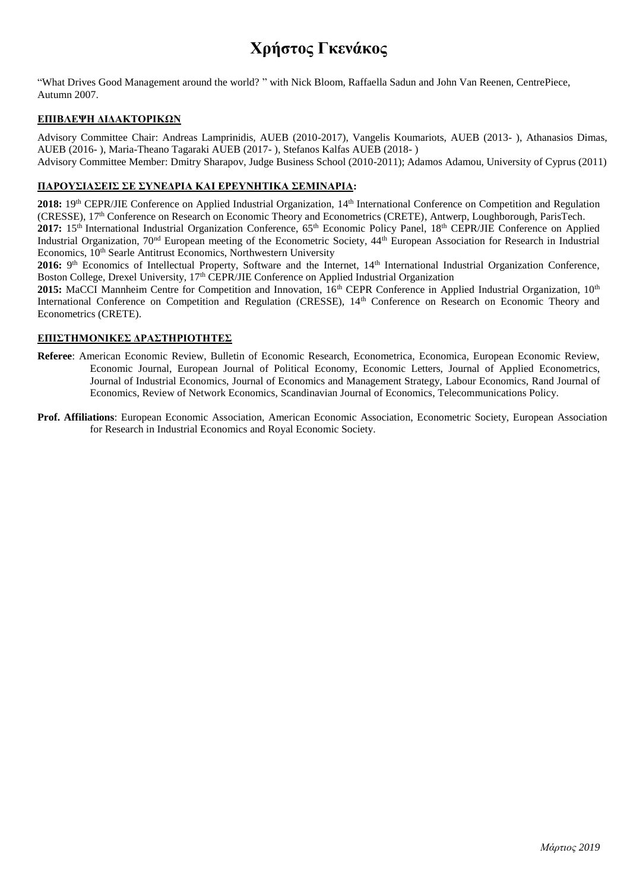“What Drives Good Management around the world? ” with Nick Bloom, Raffaella Sadun and John Van Reenen, CentrePiece, Autumn 2007.

### ΕΠΙΒΛΕΨΗ ΔΙΔΑΚΤΟΡΙΚΩΝ

Advisory Committee Chair: Andreas Lamprinidis, AUEB (2010-2017), Vangelis Koumariots, AUEB (2013- ), Athanasios Dimas, AUEB (2016- ), Maria-Theano Tagaraki AUEB (2017- ), Stefanos Kalfas AUEB (2018- )
Advisory Committee Member: Dmitry Sharapov, Judge Business School (2010-2011); Adamos Adamou, University of Cyprus (2011)

### ΠΑΡΟΥΣΙΑΣΕΙΣ ΣΕ ΣΥΝΕΔΡΙΑ ΚΑΙ ΕΡΕΥΝΗΤΙΚΑ ΣΕΜΙΝΑΡΙΑ:

**2018:** 19th CEPR/JIE Conference on Applied Industrial Organization, 14th International Conference on Competition and Regulation (CRESSE), 17th Conference on Research on Economic Theory and Econometrics (CRETE), Antwerp, Loughborough, ParisTech.
**2017:** 15th International Industrial Organization Conference, 65th Economic Policy Panel, 18th CEPR/JIE Conference on Applied Industrial Organization, 70nd European meeting of the Econometric Society, 44th European Association for Research in Industrial Economics, 10th Searle Antitrust Economics, Northwestern University
**2016:** 9th Economics of Intellectual Property, Software and the Internet, 14th International Industrial Organization Conference, Boston College, Drexel University, 17th CEPR/JIE Conference on Applied Industrial Organization
**2015:** MaCCI Mannheim Centre for Competition and Innovation, 16th CEPR Conference in Applied Industrial Organization, 10th International Conference on Competition and Regulation (CRESSE), 14th Conference on Research on Economic Theory and Econometrics (CRETE).

### ΕΠΙΣΤΗΜΟΝΙΚΕΣ ΔΡΑΣΤΗΡΙΟΤΗΤΕΣ

**Referee**: American Economic Review, Bulletin of Economic Research, Econometrica, Economica, European Economic Review, Economic Journal, European Journal of Political Economy, Economic Letters, Journal of Applied Econometrics, Journal of Industrial Economics, Journal of Economics and Management Strategy, Labour Economics, Rand Journal of Economics, Review of Network Economics, Scandinavian Journal of Economics, Telecommunications Policy.

**Prof. Affiliations**: European Economic Association, American Economic Association, Econometric Society, European Association for Research in Industrial Economics and Royal Economic Society.

*Μάρτιος 2019*